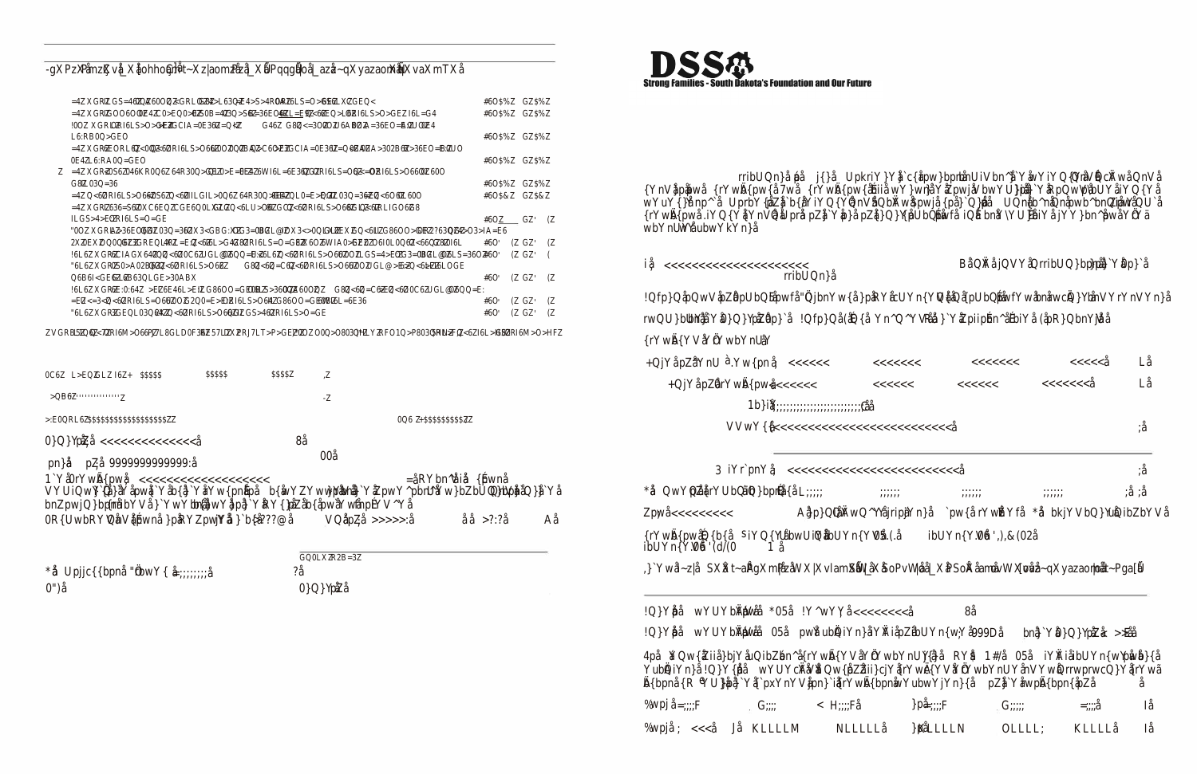# DSS

**Strong Families - South Dakota's Foundation and Our Future**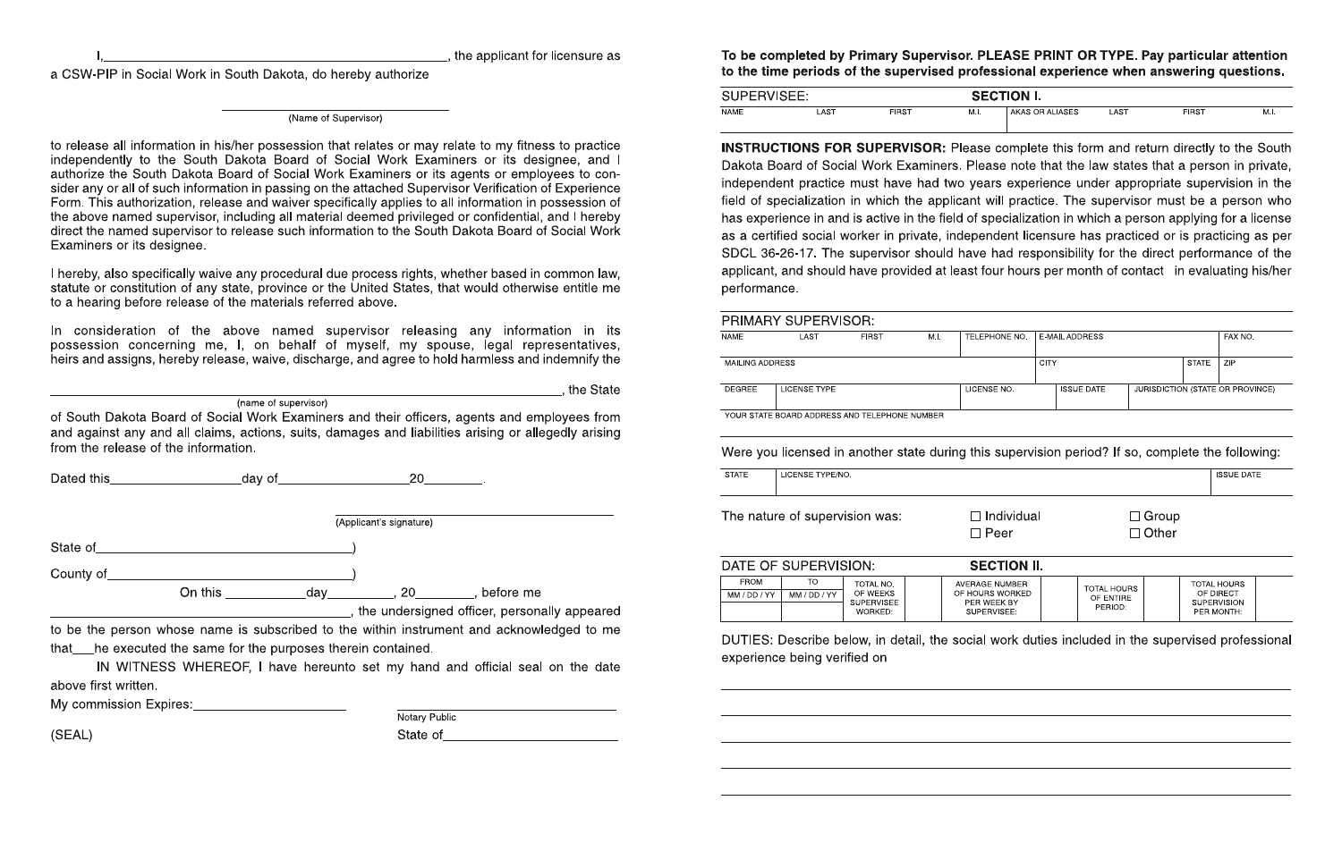I, _______________________________________________, the applicant for licensure as a CSW-PIP in Social Work in South Dakota, do hereby authorize

_______________________________
(Name of Supervisor)

to release all information in his/her possession that relates or may relate to my fitness to practice independently to the South Dakota Board of Social Work Examiners or its designee, and I authorize the South Dakota Board of Social Work Examiners or its agents or employees to consider any or all of such information in passing on the attached Supervisor Verification of Experience Form. This authorization, release and waiver specifically applies to all information in possession of the above named supervisor, including all material deemed privileged or confidential, and I hereby direct the above named supervisor to release such information to the South Dakota Board of Social Work Examiners or its designee.

I hereby, also specifically waive any procedural due process rights, whether based in common law, statute or constitution of any state, province or the United States, that would otherwise entitle me to a hearing before release of the materials referred above.

In consideration of the above named supervisor releasing any information in its possession concerning me, I, on behalf of myself, my spouse, legal representatives, heirs and assigns, hereby release, waive, discharge, and agree to hold harmless and indemnify the

_______________________________________________, the State
(name of supervisor)

of South Dakota Board of Social Work Examiners and their officers, agents and employees from and against any and all claims, actions, suits, damages and liabilities arising or allegedly arising from the release of the information.

Dated this_______________day of_______________20________.

_______________________________
(Applicant's signature)

State of_______________________________)

County of_______________________________)

On this ___________day_________, 20________, before me

_______________________________, the undersigned officer, personally appeared to be the person whose name is subscribed to the within instrument and acknowledged to me that___he executed the same for the purposes therein contained.

IN WITNESS WHEREOF, I have hereunto set my hand and official seal on the date above first written.

My commission Expires:____________________

_______________________________
Notary Public

(SEAL)

State of_______________________

**To be completed by Primary Supervisor. PLEASE PRINT OR TYPE. Pay particular attention to the time periods of the supervised professional experience when answering questions.**

## SECTION I.

SUPERVISEE:

| NAME | LAST | FIRST | M.I. | AKAS OR ALIASES | LAST | FIRST | M.I. |
|---|---|---|---|---|---|---|---|
| | | | | | | | |

**INSTRUCTIONS FOR SUPERVISOR:** Please complete this form and return directly to the South Dakota Board of Social Work Examiners. Please note that the law states that a person in private, independent practice must have had two years experience under appropriate supervision in the field of specialization in which the applicant will practice. The supervisor must be a person who has experience in and is active in the field of specialization in which a person applying for a license as a certified social worker in private, independent licensure has practiced or is practicing as per SDCL 36-26-17. The supervisor should have had responsibility for the direct performance of the applicant, and should have provided at least four hours per month of contact in evaluating his/her performance.

PRIMARY SUPERVISOR:

| NAME | LAST | FIRST | M.I. | TELEPHONE NO. | E-MAIL ADDRESS | | FAX NO. |
|---|---|---|---|---|---|---|---|
| MAILING ADDRESS | | | | CITY | | STATE | ZIP |
| DEGREE | LICENSE TYPE | | | LICENSE NO. | ISSUE DATE | JURISDICTION (STATE OR PROVINCE) | |
| YOUR STATE BOARD ADDRESS AND TELEPHONE NUMBER | | | | | | | |

Were you licensed in another state during this supervision period? If so, complete the following:

| STATE | LICENSE TYPE/NO. | ISSUE DATE |
|---|---|---|
| | | |

The nature of supervision was: ☐ Individual ☐ Group ☐ Peer ☐ Other

## SECTION II.

DATE OF SUPERVISION:

| FROM MM / DD / YY | TO MM / DD / YY | TOTAL NO. OF WEEKS SUPERVISEE WORKED: | | AVERAGE NUMBER OF HOURS WORKED PER WEEK BY SUPERVISEE: | | TOTAL HOURS OF ENTIRE PERIOD: | | TOTAL HOURS OF DIRECT SUPERVISION PER MONTH: | |
|---|---|---|---|---|---|---|---|---|---|
| | | | | | | | | | |

DUTIES: Describe below, in detail, the social work duties included in the supervised professional experience being verified on

_______________________________________________

_______________________________________________

_______________________________________________

_______________________________________________

_______________________________________________